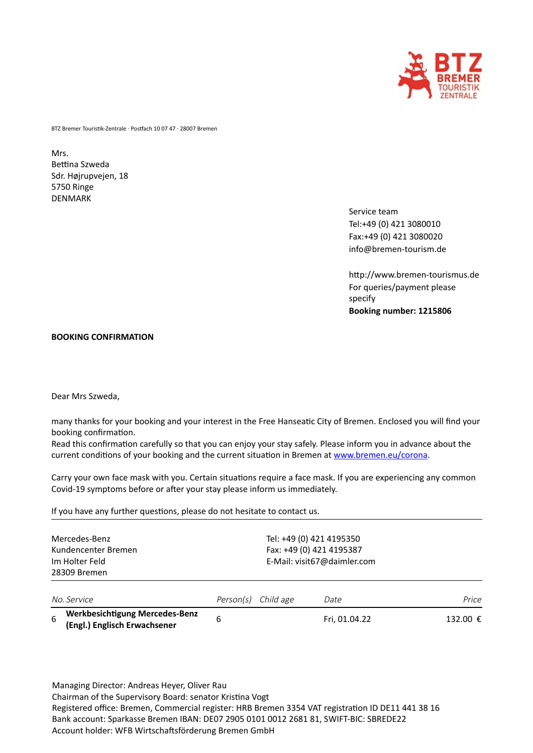BTZ Bremer Touristik-Zentrale · Postfach 10 07 47 · 28007 Bremen

Mrs.
Bettina Szweda
Sdr. Højrupvejen, 18
5750 Ringe
DENMARK

Service team
Tel:+49 (0) 421 3080010
Fax:+49 (0) 421 3080020
info@bremen-tourism.de

http://www.bremen-tourismus.de
For queries/payment please specify
**Booking number: 1215806**

**BOOKING CONFIRMATION**

Dear Mrs Szweda,

many thanks for your booking and your interest in the Free Hanseatic City of Bremen. Enclosed you will find your booking confirmation.
Read this confirmation carefully so that you can enjoy your stay safely. Please inform you in advance about the current conditions of your booking and the current situation in Bremen at [www.bremen.eu/corona](www.bremen.eu/corona).

Carry your own face mask with you. Certain situations require a face mask. If you are experiencing any common Covid-19 symptoms before or after your stay please inform us immediately.

If you have any further questions, please do not hesitate to contact us.

---

Mercedes-Benz
Kundencenter Bremen
Im Holter Feld
28309 Bremen

Tel: +49 (0) 421 4195350
Fax: +49 (0) 421 4195387
E-Mail: visit67@daimler.com

| *No.* | *Service* | *Person(s)* | *Child age* | *Date* | *Price* |
|---|---|---|---|---|---|
| 6 | **Werkbesichtigung Mercedes-Benz (Engl.) Englisch Erwachsener** | 6 | | Fri, 01.04.22 | 132.00 € |

Managing Director: Andreas Heyer, Oliver Rau
Chairman of the Supervisory Board: senator Kristina Vogt
Registered office: Bremen, Commercial register: HRB Bremen 3354 VAT registration ID DE11 441 38 16
Bank account: Sparkasse Bremen IBAN: DE07 2905 0101 0012 2681 81, SWIFT-BIC: SBREDE22
Account holder: WFB Wirtschaftsförderung Bremen GmbH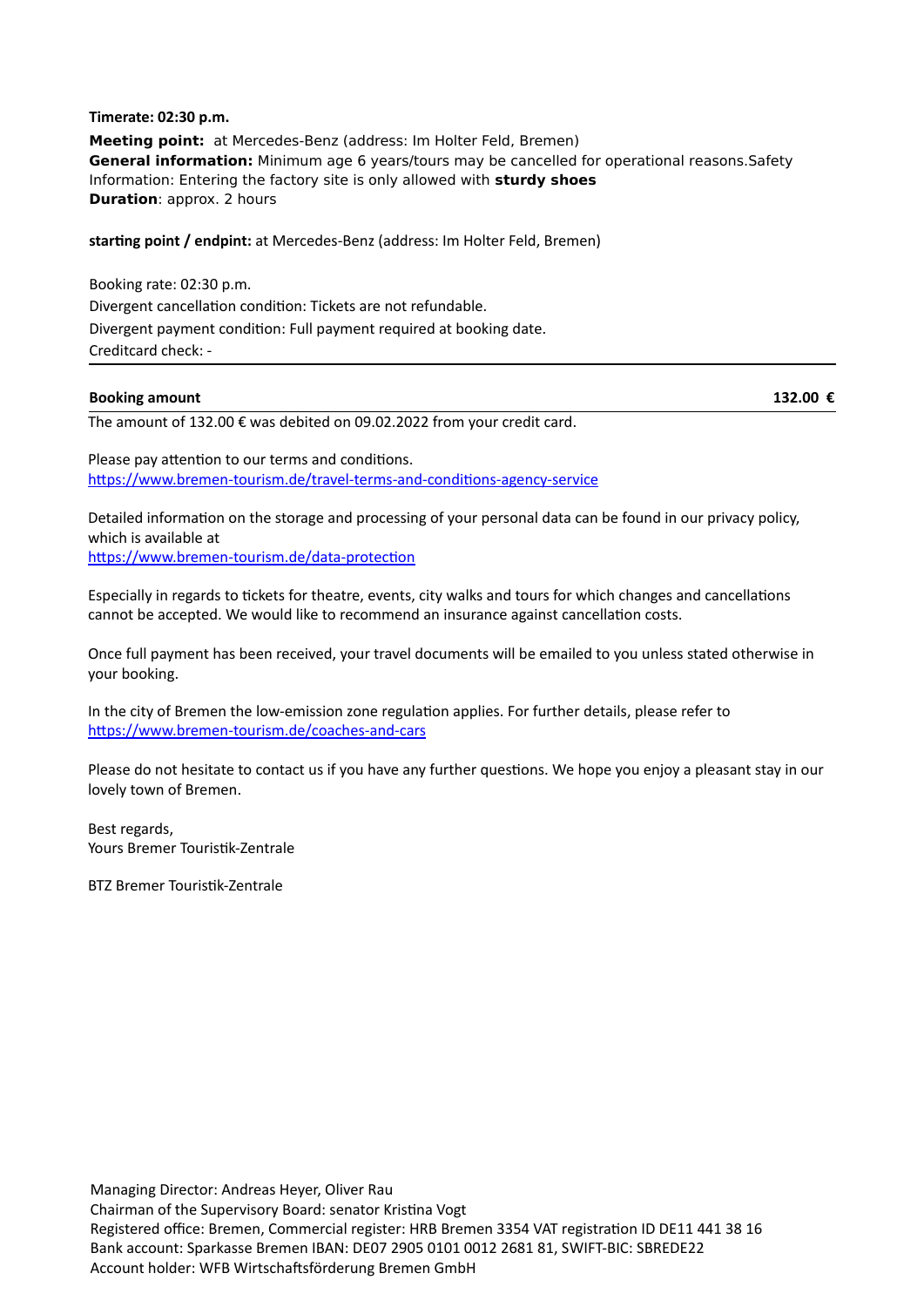**Timerate: 02:30 p.m.**

**Meeting point:** at Mercedes-Benz (address: Im Holter Feld, Bremen)
**General information:** Minimum age 6 years/tours may be cancelled for operational reasons.Safety Information: Entering the factory site is only allowed with **sturdy shoes**
**Duration**: approx. 2 hours

**starting point / endpint:** at Mercedes-Benz (address: Im Holter Feld, Bremen)

Booking rate: 02:30 p.m.
Divergent cancellation condition: Tickets are not refundable.
Divergent payment condition: Full payment required at booking date.
Creditcard check: -

| | |
|---|---|
| **Booking amount** | **132.00 €** |

The amount of 132.00 € was debited on 09.02.2022 from your credit card.

Please pay attention to our terms and conditions.
https://www.bremen-tourism.de/travel-terms-and-conditions-agency-service

Detailed information on the storage and processing of your personal data can be found in our privacy policy, which is available at
https://www.bremen-tourism.de/data-protection

Especially in regards to tickets for theatre, events, city walks and tours for which changes and cancellations cannot be accepted. We would like to recommend an insurance against cancellation costs.

Once full payment has been received, your travel documents will be emailed to you unless stated otherwise in your booking.

In the city of Bremen the low-emission zone regulation applies. For further details, please refer to
https://www.bremen-tourism.de/coaches-and-cars

Please do not hesitate to contact us if you have any further questions. We hope you enjoy a pleasant stay in our lovely town of Bremen.

Best regards,
Yours Bremer Touristik-Zentrale

BTZ Bremer Touristik-Zentrale

Managing Director: Andreas Heyer, Oliver Rau
Chairman of the Supervisory Board: senator Kristina Vogt
Registered office: Bremen, Commercial register: HRB Bremen 3354 VAT registration ID DE11 441 38 16
Bank account: Sparkasse Bremen IBAN: DE07 2905 0101 0012 2681 81, SWIFT-BIC: SBREDE22
Account holder: WFB Wirtschaftsförderung Bremen GmbH